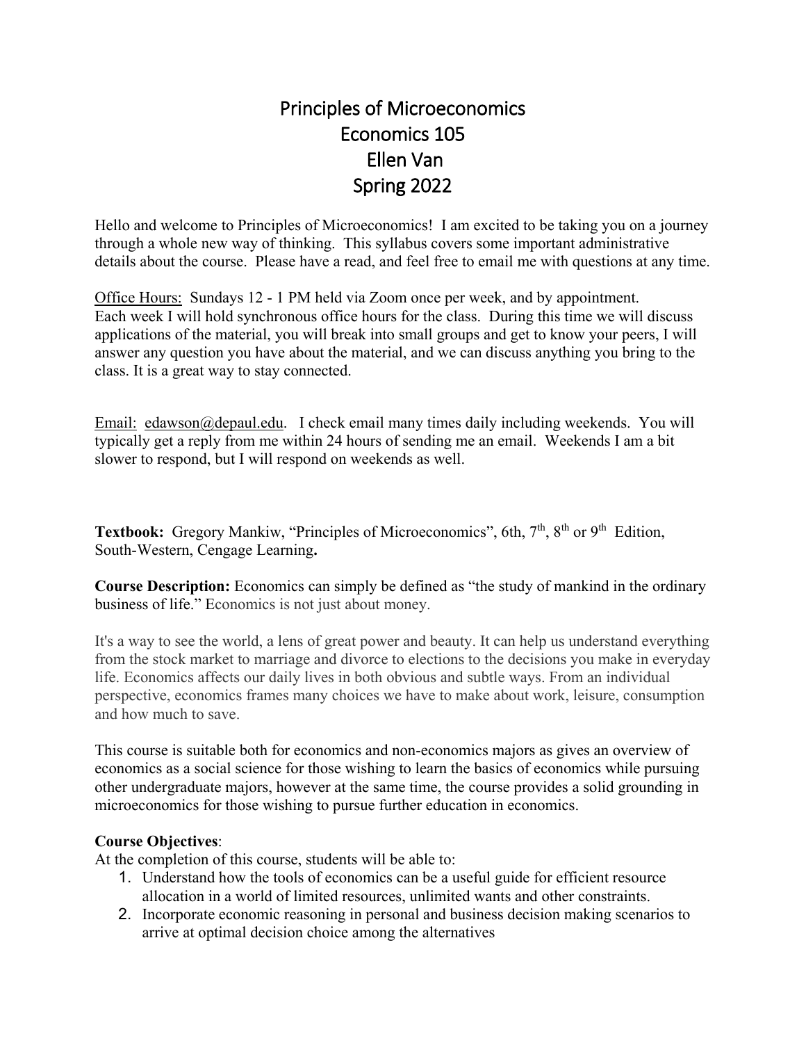# Principles of Microeconomics
# Economics 105
# Ellen Van
# Spring 2022

Hello and welcome to Principles of Microeconomics! I am excited to be taking you on a journey through a whole new way of thinking. This syllabus covers some important administrative details about the course. Please have a read, and feel free to email me with questions at any time.

Office Hours: Sundays 12 - 1 PM held via Zoom once per week, and by appointment.
Each week I will hold synchronous office hours for the class. During this time we will discuss applications of the material, you will break into small groups and get to know your peers, I will answer any question you have about the material, and we can discuss anything you bring to the class. It is a great way to stay connected.

Email: edawson@depaul.edu. I check email many times daily including weekends. You will typically get a reply from me within 24 hours of sending me an email. Weekends I am a bit slower to respond, but I will respond on weekends as well.

**Textbook:** Gregory Mankiw, "Principles of Microeconomics", 6th, 7th, 8th or 9th Edition, South-Western, Cengage Learning**.**

**Course Description:** Economics can simply be defined as "the study of mankind in the ordinary business of life." Economics is not just about money.

It's a way to see the world, a lens of great power and beauty. It can help us understand everything from the stock market to marriage and divorce to elections to the decisions you make in everyday life. Economics affects our daily lives in both obvious and subtle ways. From an individual perspective, economics frames many choices we have to make about work, leisure, consumption and how much to save.

This course is suitable both for economics and non-economics majors as gives an overview of economics as a social science for those wishing to learn the basics of economics while pursuing other undergraduate majors, however at the same time, the course provides a solid grounding in microeconomics for those wishing to pursue further education in economics.

**Course Objectives**:
At the completion of this course, students will be able to:

1. Understand how the tools of economics can be a useful guide for efficient resource allocation in a world of limited resources, unlimited wants and other constraints.
2. Incorporate economic reasoning in personal and business decision making scenarios to arrive at optimal decision choice among the alternatives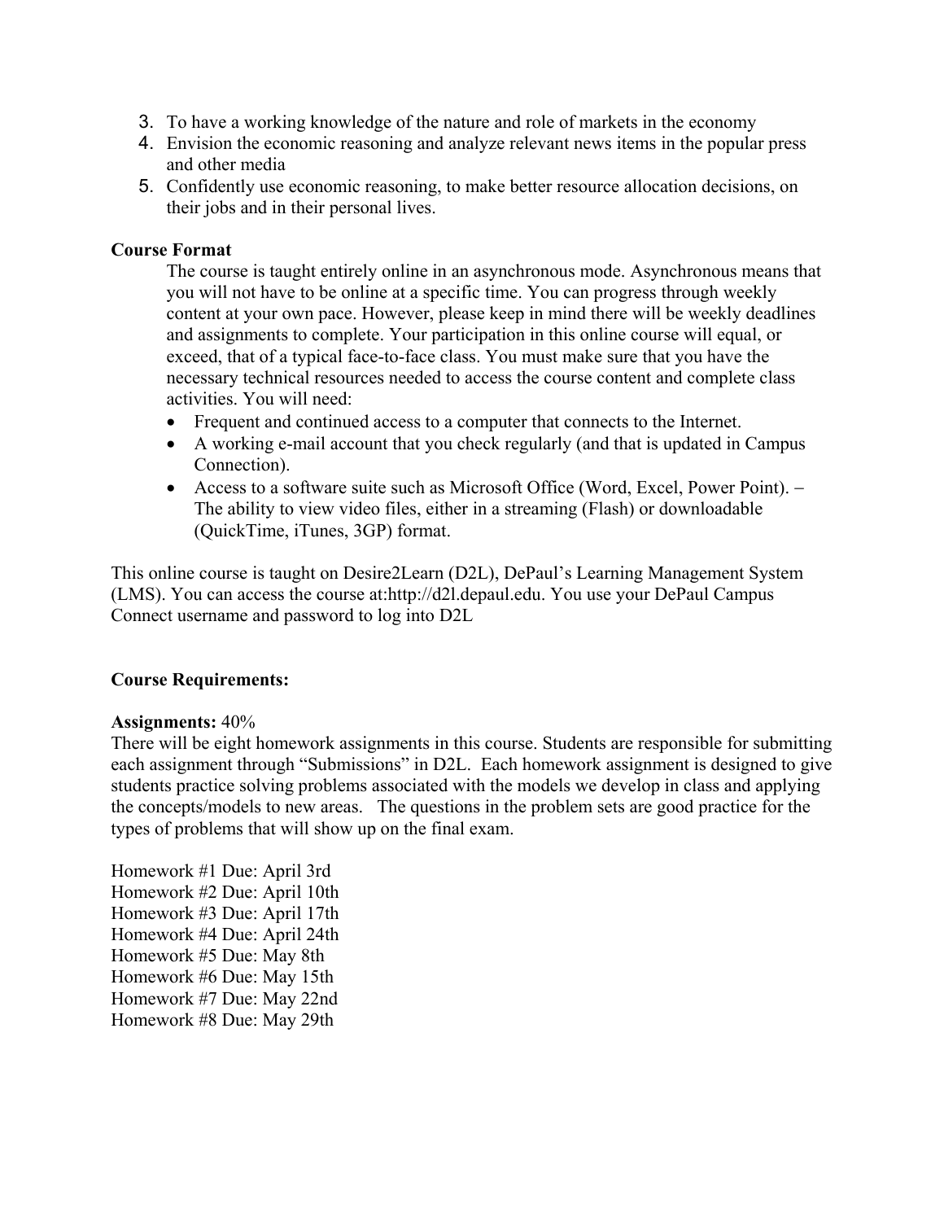3. To have a working knowledge of the nature and role of markets in the economy
4. Envision the economic reasoning and analyze relevant news items in the popular press and other media
5. Confidently use economic reasoning, to make better resource allocation decisions, on their jobs and in their personal lives.

**Course Format**

The course is taught entirely online in an asynchronous mode. Asynchronous means that you will not have to be online at a specific time. You can progress through weekly content at your own pace. However, please keep in mind there will be weekly deadlines and assignments to complete. Your participation in this online course will equal, or exceed, that of a typical face-to-face class. You must make sure that you have the necessary technical resources needed to access the course content and complete class activities. You will need:

- Frequent and continued access to a computer that connects to the Internet.
- A working e-mail account that you check regularly (and that is updated in Campus Connection).
- Access to a software suite such as Microsoft Office (Word, Excel, Power Point). – The ability to view video files, either in a streaming (Flash) or downloadable (QuickTime, iTunes, 3GP) format.

This online course is taught on Desire2Learn (D2L), DePaul's Learning Management System (LMS). You can access the course at:http://d2l.depaul.edu. You use your DePaul Campus Connect username and password to log into D2L

**Course Requirements:**

**Assignments:** 40%

There will be eight homework assignments in this course. Students are responsible for submitting each assignment through "Submissions" in D2L. Each homework assignment is designed to give students practice solving problems associated with the models we develop in class and applying the concepts/models to new areas. The questions in the problem sets are good practice for the types of problems that will show up on the final exam.

Homework #1 Due: April 3rd
Homework #2 Due: April 10th
Homework #3 Due: April 17th
Homework #4 Due: April 24th
Homework #5 Due: May 8th
Homework #6 Due: May 15th
Homework #7 Due: May 22nd
Homework #8 Due: May 29th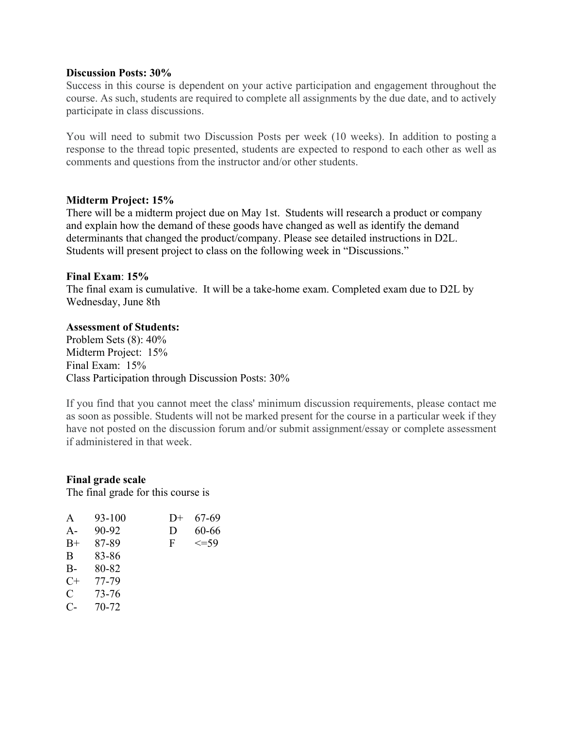**Discussion Posts: 30%**

Success in this course is dependent on your active participation and engagement throughout the course. As such, students are required to complete all assignments by the due date, and to actively participate in class discussions.

You will need to submit two Discussion Posts per week (10 weeks). In addition to posting a response to the thread topic presented, students are expected to respond to each other as well as comments and questions from the instructor and/or other students.

**Midterm Project: 15%**

There will be a midterm project due on May 1st. Students will research a product or company and explain how the demand of these goods have changed as well as identify the demand determinants that changed the product/company. Please see detailed instructions in D2L. Students will present project to class on the following week in "Discussions."

**Final Exam**: **15%**

The final exam is cumulative. It will be a take-home exam. Completed exam due to D2L by Wednesday, June 8th

**Assessment of Students:**

Problem Sets (8): 40%
Midterm Project: 15%
Final Exam: 15%
Class Participation through Discussion Posts: 30%

If you find that you cannot meet the class' minimum discussion requirements, please contact me as soon as possible. Students will not be marked present for the course in a particular week if they have not posted on the discussion forum and/or submit assignment/essay or complete assessment if administered in that week.

**Final grade scale**

The final grade for this course is

| Grade | Range |
|---|---|
| A | 93-100 |
| A- | 90-92 |
| B+ | 87-89 |
| B | 83-86 |
| B- | 80-82 |
| C+ | 77-79 |
| C | 73-76 |
| C- | 70-72 |
| D+ | 67-69 |
| D | 60-66 |
| F | <=59 |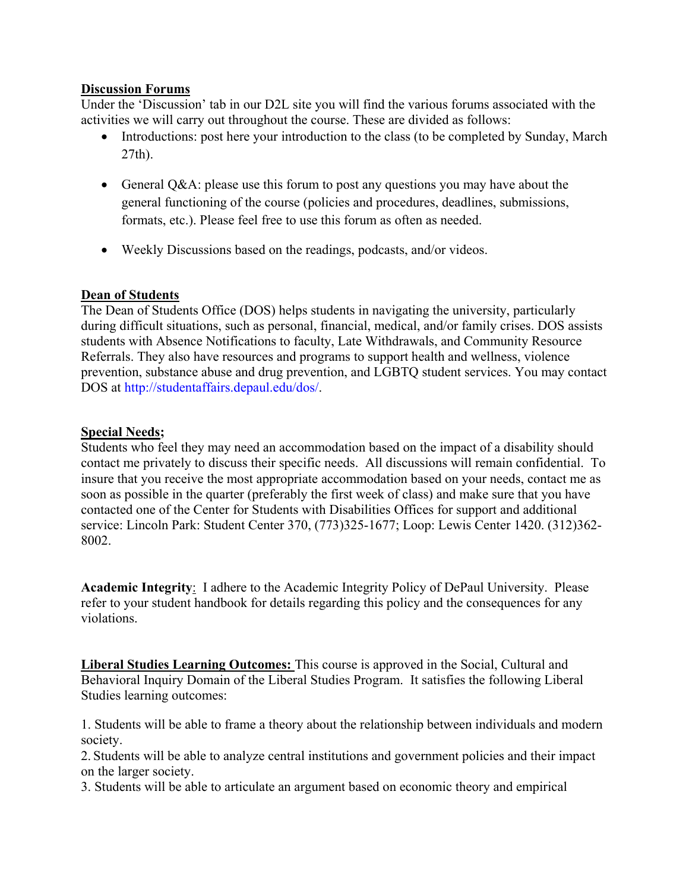**Discussion Forums**

Under the 'Discussion' tab in our D2L site you will find the various forums associated with the activities we will carry out throughout the course. These are divided as follows:

- Introductions: post here your introduction to the class (to be completed by Sunday, March 27th).
- General Q&A: please use this forum to post any questions you may have about the general functioning of the course (policies and procedures, deadlines, submissions, formats, etc.). Please feel free to use this forum as often as needed.
- Weekly Discussions based on the readings, podcasts, and/or videos.

**Dean of Students**

The Dean of Students Office (DOS) helps students in navigating the university, particularly during difficult situations, such as personal, financial, medical, and/or family crises. DOS assists students with Absence Notifications to faculty, Late Withdrawals, and Community Resource Referrals. They also have resources and programs to support health and wellness, violence prevention, substance abuse and drug prevention, and LGBTQ student services. You may contact DOS at http://studentaffairs.depaul.edu/dos/.

**Special Needs;**

Students who feel they may need an accommodation based on the impact of a disability should contact me privately to discuss their specific needs. All discussions will remain confidential. To insure that you receive the most appropriate accommodation based on your needs, contact me as soon as possible in the quarter (preferably the first week of class) and make sure that you have contacted one of the Center for Students with Disabilities Offices for support and additional service: Lincoln Park: Student Center 370, (773)325-1677; Loop: Lewis Center 1420. (312)362-8002.

**Academic Integrity**: I adhere to the Academic Integrity Policy of DePaul University. Please refer to your student handbook for details regarding this policy and the consequences for any violations.

**Liberal Studies Learning Outcomes:** This course is approved in the Social, Cultural and Behavioral Inquiry Domain of the Liberal Studies Program. It satisfies the following Liberal Studies learning outcomes:

1. Students will be able to frame a theory about the relationship between individuals and modern society.
2. Students will be able to analyze central institutions and government policies and their impact on the larger society.
3. Students will be able to articulate an argument based on economic theory and empirical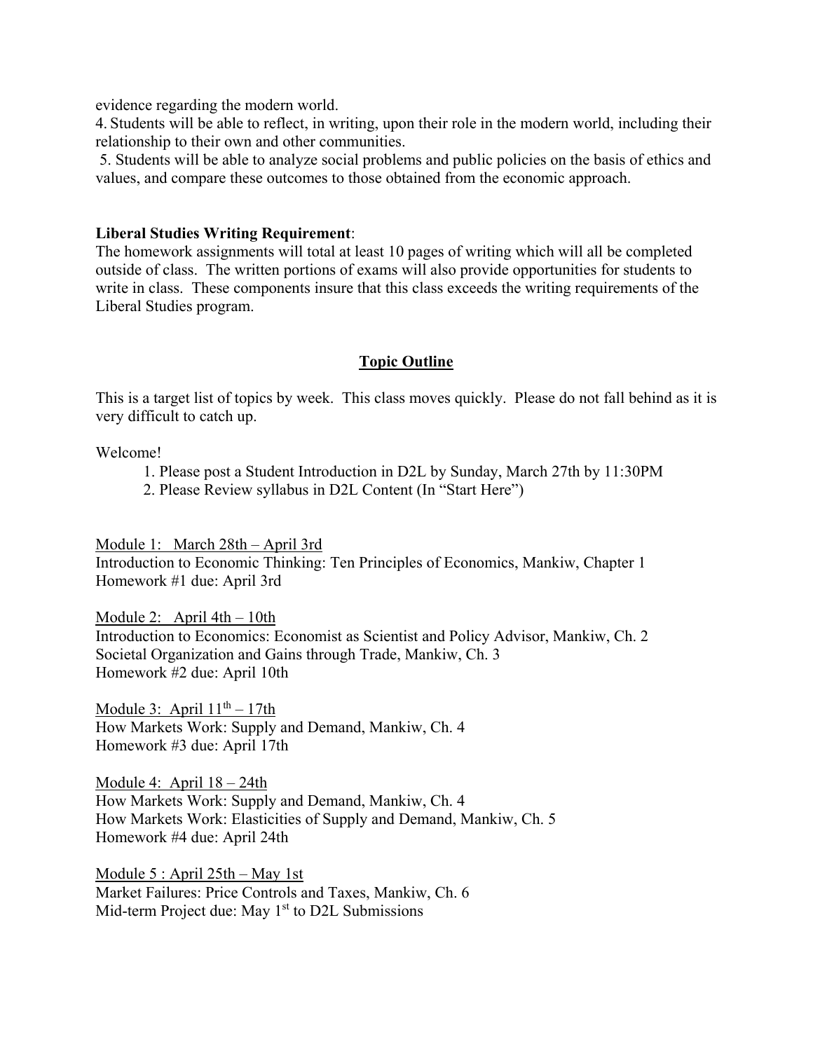evidence regarding the modern world.

4. Students will be able to reflect, in writing, upon their role in the modern world, including their relationship to their own and other communities.
5. Students will be able to analyze social problems and public policies on the basis of ethics and values, and compare these outcomes to those obtained from the economic approach.

**Liberal Studies Writing Requirement**:
The homework assignments will total at least 10 pages of writing which will all be completed outside of class. The written portions of exams will also provide opportunities for students to write in class. These components insure that this class exceeds the writing requirements of the Liberal Studies program.

## Topic Outline

This is a target list of topics by week. This class moves quickly. Please do not fall behind as it is very difficult to catch up.

Welcome!

1. Please post a Student Introduction in D2L by Sunday, March 27th by 11:30PM
2. Please Review syllabus in D2L Content (In "Start Here")

<u>Module 1: March 28th – April 3rd</u>
Introduction to Economic Thinking: Ten Principles of Economics, Mankiw, Chapter 1
Homework #1 due: April 3rd

<u>Module 2: April 4th – 10th</u>
Introduction to Economics: Economist as Scientist and Policy Advisor, Mankiw, Ch. 2
Societal Organization and Gains through Trade, Mankiw, Ch. 3
Homework #2 due: April 10th

<u>Module 3: April 11th – 17th</u>
How Markets Work: Supply and Demand, Mankiw, Ch. 4
Homework #3 due: April 17th

<u>Module 4: April 18 – 24th</u>
How Markets Work: Supply and Demand, Mankiw, Ch. 4
How Markets Work: Elasticities of Supply and Demand, Mankiw, Ch. 5
Homework #4 due: April 24th

<u>Module 5 : April 25th – May 1st</u>
Market Failures: Price Controls and Taxes, Mankiw, Ch. 6
Mid-term Project due: May 1st to D2L Submissions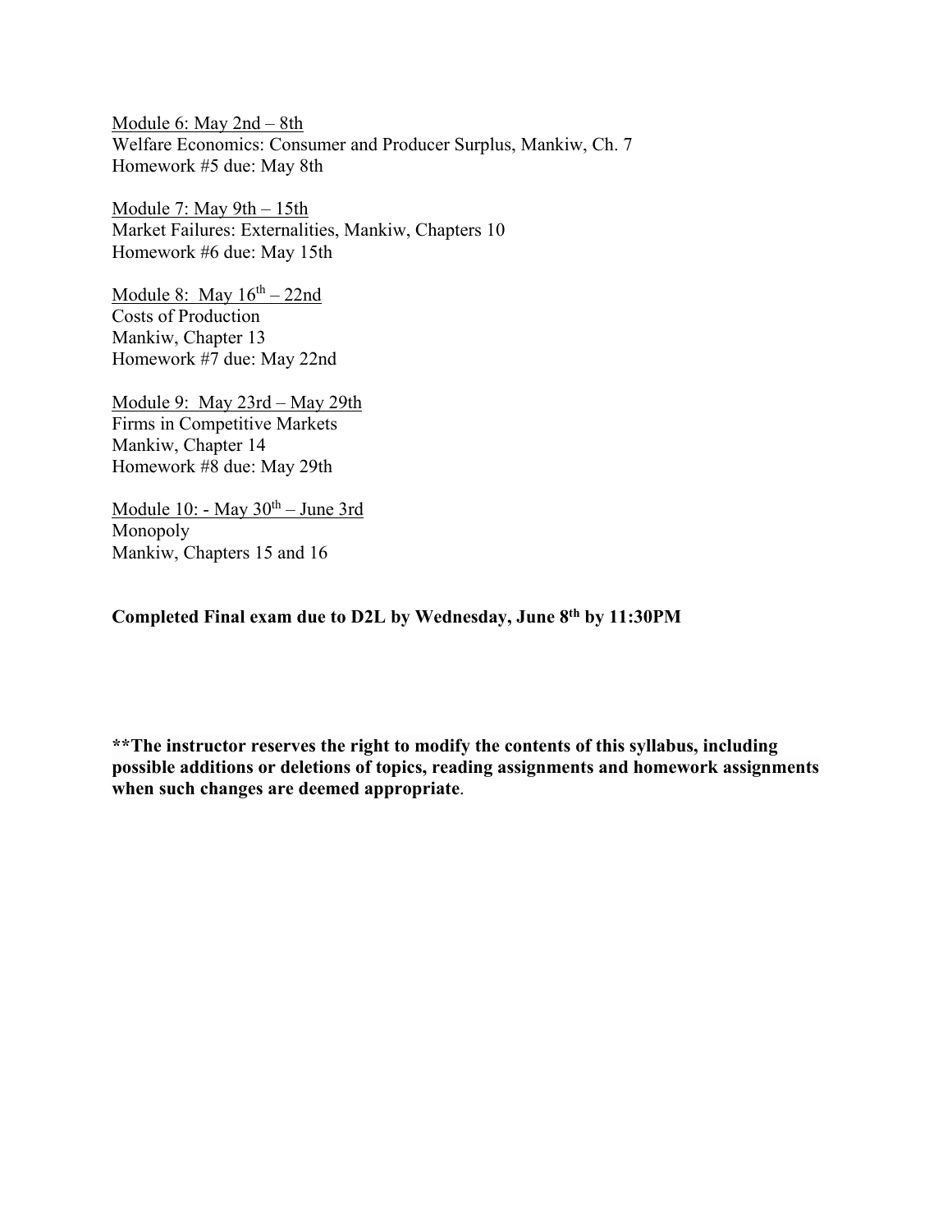Module 6: May 2nd – 8th
Welfare Economics: Consumer and Producer Surplus, Mankiw, Ch. 7
Homework #5 due: May 8th

Module 7: May 9th – 15th
Market Failures: Externalities, Mankiw, Chapters 10
Homework #6 due: May 15th

Module 8: May 16th – 22nd
Costs of Production
Mankiw, Chapter 13
Homework #7 due: May 22nd

Module 9: May 23rd – May 29th
Firms in Competitive Markets
Mankiw, Chapter 14
Homework #8 due: May 29th

Module 10: - May 30th – June 3rd
Monopoly
Mankiw, Chapters 15 and 16

**Completed Final exam due to D2L by Wednesday, June 8th by 11:30PM**

****The instructor reserves the right to modify the contents of this syllabus, including possible additions or deletions of topics, reading assignments and homework assignments when such changes are deemed appropriate**.